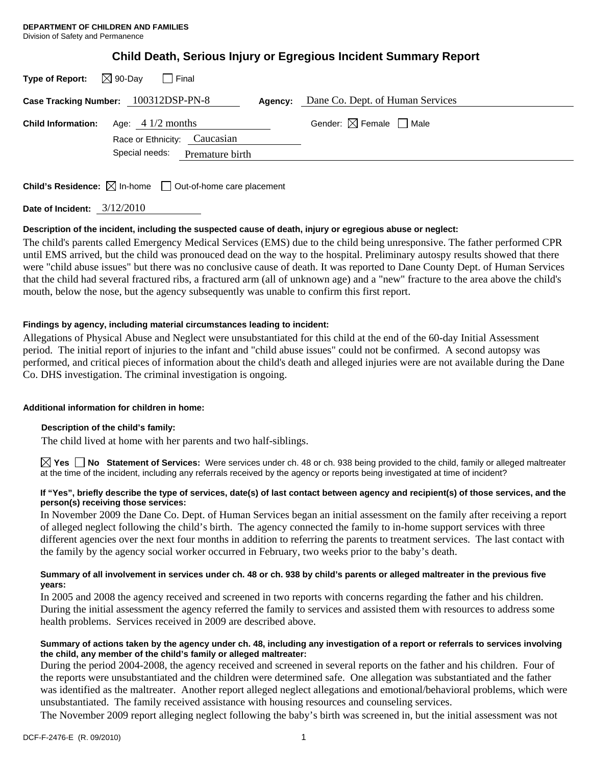**DEPARTMENT OF CHILDREN AND FAMILIES**
Division of Safety and Permanence

# Child Death, Serious Injury or Egregious Incident Summary Report

**Type of Report:** ☒ 90-Day ☐ Final

**Case Tracking Number:** 100312DSP-PN-8 **Agency:** Dane Co. Dept. of Human Services

**Child Information:** Age: 4 1/2 months Gender: ☒ Female ☐ Male
Race or Ethnicity: Caucasian
Special needs: Premature birth

**Child's Residence:** ☒ In-home ☐ Out-of-home care placement

**Date of Incident:** 3/12/2010

**Description of the incident, including the suspected cause of death, injury or egregious abuse or neglect:**

The child's parents called Emergency Medical Services (EMS) due to the child being unresponsive. The father performed CPR until EMS arrived, but the child was pronouced dead on the way to the hospital. Preliminary autospy results showed that there were "child abuse issues" but there was no conclusive cause of death. It was reported to Dane County Dept. of Human Services that the child had several fractured ribs, a fractured arm (all of unknown age) and a "new" fracture to the area above the child's mouth, below the nose, but the agency subsequently was unable to confirm this first report.

**Findings by agency, including material circumstances leading to incident:**

Allegations of Physical Abuse and Neglect were unsubstantiated for this child at the end of the 60-day Initial Assessment period. The initial report of injuries to the infant and "child abuse issues" could not be confirmed. A second autopsy was performed, and critical pieces of information about the child's death and alleged injuries were are not available during the Dane Co. DHS investigation. The criminal investigation is ongoing.

**Additional information for children in home:**

**Description of the child's family:**

The child lived at home with her parents and two half-siblings.

☒ **Yes** ☐ **No Statement of Services:** Were services under ch. 48 or ch. 938 being provided to the child, family or alleged maltreater at the time of the incident, including any referrals received by the agency or reports being investigated at time of incident?

**If "Yes", briefly describe the type of services, date(s) of last contact between agency and recipient(s) of those services, and the person(s) receiving those services:**

In November 2009 the Dane Co. Dept. of Human Services began an initial assessment on the family after receiving a report of alleged neglect following the child's birth. The agency connected the family to in-home support services with three different agencies over the next four months in addition to referring the parents to treatment services. The last contact with the family by the agency social worker occurred in February, two weeks prior to the baby's death.

**Summary of all involvement in services under ch. 48 or ch. 938 by child's parents or alleged maltreater in the previous five years:**

In 2005 and 2008 the agency received and screened in two reports with concerns regarding the father and his children. During the initial assessment the agency referred the family to services and assisted them with resources to address some health problems. Services received in 2009 are described above.

**Summary of actions taken by the agency under ch. 48, including any investigation of a report or referrals to services involving the child, any member of the child's family or alleged maltreater:**

During the period 2004-2008, the agency received and screened in several reports on the father and his children. Four of the reports were unsubstantiated and the children were determined safe. One allegation was substantiated and the father was identified as the maltreater. Another report alleged neglect allegations and emotional/behavioral problems, which were unsubstantiated. The family received assistance with housing resources and counseling services.

The November 2009 report alleging neglect following the baby's birth was screened in, but the initial assessment was not

DCF-F-2476-E (R. 09/2010)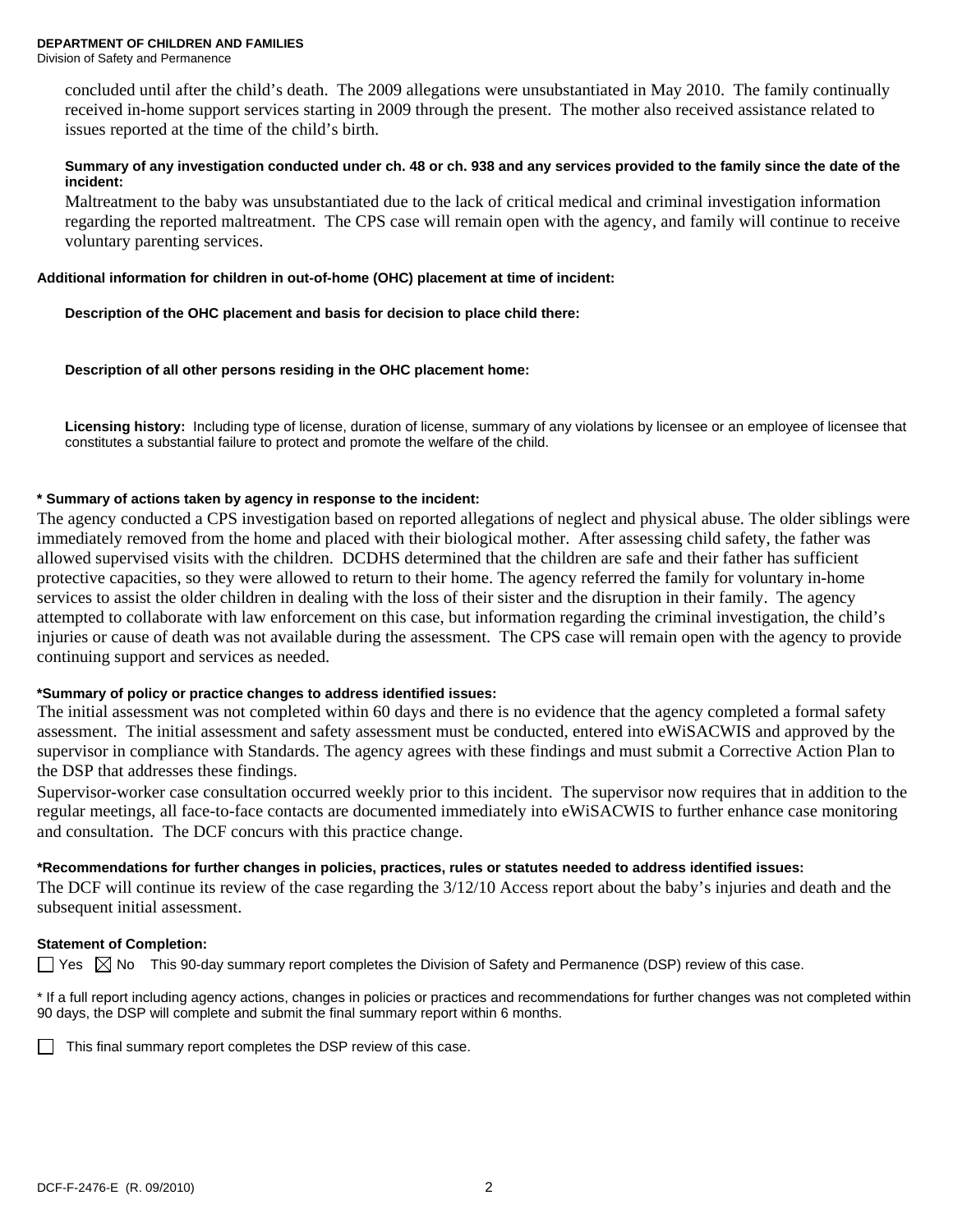concluded until after the child's death. The 2009 allegations were unsubstantiated in May 2010. The family continually received in-home support services starting in 2009 through the present. The mother also received assistance related to issues reported at the time of the child's birth.

**Summary of any investigation conducted under ch. 48 or ch. 938 and any services provided to the family since the date of the incident:**

Maltreatment to the baby was unsubstantiated due to the lack of critical medical and criminal investigation information regarding the reported maltreatment. The CPS case will remain open with the agency, and family will continue to receive voluntary parenting services.

**Additional information for children in out-of-home (OHC) placement at time of incident:**

**Description of the OHC placement and basis for decision to place child there:**

**Description of all other persons residing in the OHC placement home:**

**Licensing history:** Including type of license, duration of license, summary of any violations by licensee or an employee of licensee that constitutes a substantial failure to protect and promote the welfare of the child.

**\* Summary of actions taken by agency in response to the incident:**

The agency conducted a CPS investigation based on reported allegations of neglect and physical abuse. The older siblings were immediately removed from the home and placed with their biological mother. After assessing child safety, the father was allowed supervised visits with the children. DCDHS determined that the children are safe and their father has sufficient protective capacities, so they were allowed to return to their home. The agency referred the family for voluntary in-home services to assist the older children in dealing with the loss of their sister and the disruption in their family. The agency attempted to collaborate with law enforcement on this case, but information regarding the criminal investigation, the child's injuries or cause of death was not available during the assessment. The CPS case will remain open with the agency to provide continuing support and services as needed.

**\*Summary of policy or practice changes to address identified issues:**

The initial assessment was not completed within 60 days and there is no evidence that the agency completed a formal safety assessment. The initial assessment and safety assessment must be conducted, entered into eWiSACWIS and approved by the supervisor in compliance with Standards. The agency agrees with these findings and must submit a Corrective Action Plan to the DSP that addresses these findings.

Supervisor-worker case consultation occurred weekly prior to this incident. The supervisor now requires that in addition to the regular meetings, all face-to-face contacts are documented immediately into eWiSACWIS to further enhance case monitoring and consultation. The DCF concurs with this practice change.

**\*Recommendations for further changes in policies, practices, rules or statutes needed to address identified issues:**

The DCF will continue its review of the case regarding the 3/12/10 Access report about the baby's injuries and death and the subsequent initial assessment.

**Statement of Completion:**

☐ Yes ☒ No This 90-day summary report completes the Division of Safety and Permanence (DSP) review of this case.

\* If a full report including agency actions, changes in policies or practices and recommendations for further changes was not completed within 90 days, the DSP will complete and submit the final summary report within 6 months.

☐ This final summary report completes the DSP review of this case.

DCF-F-2476-E (R. 09/2010)